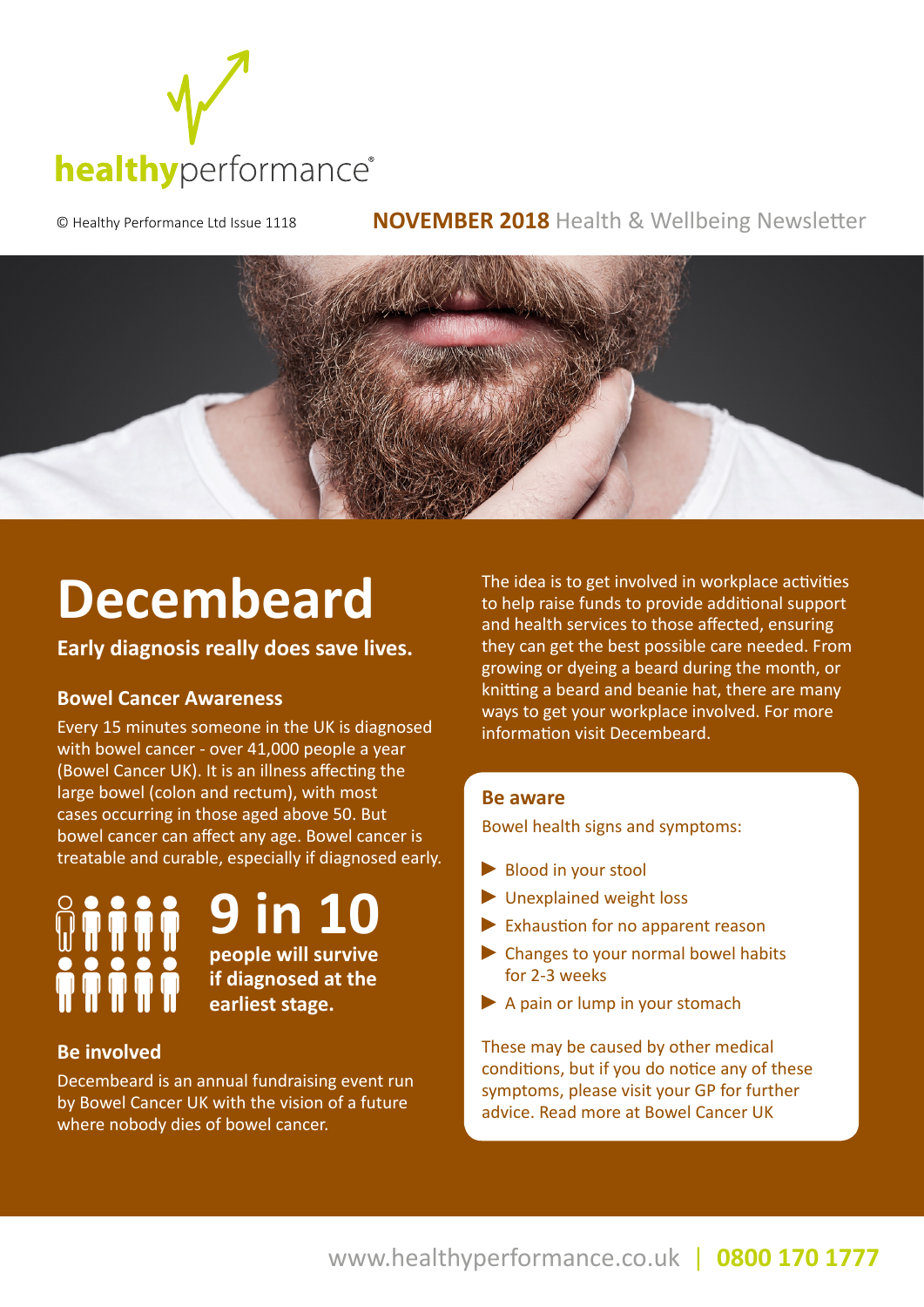healthyperformance®

© Healthy Performance Ltd Issue 1118

**NOVEMBER 2018** Health & Wellbeing Newsletter

# Decembeard

**Early diagnosis really does save lives.**

### Bowel Cancer Awareness

Every 15 minutes someone in the UK is diagnosed with bowel cancer - over 41,000 people a year (Bowel Cancer UK). It is an illness affecting the large bowel (colon and rectum), with most cases occurring in those aged above 50. But bowel cancer can affect any age. Bowel cancer is treatable and curable, especially if diagnosed early.

**9 in 10**

**people will survive if diagnosed at the earliest stage.**

### Be involved

Decembeard is an annual fundraising event run by Bowel Cancer UK with the vision of a future where nobody dies of bowel cancer.

The idea is to get involved in workplace activities to help raise funds to provide additional support and health services to those affected, ensuring they can get the best possible care needed. From growing or dyeing a beard during the month, or knitting a beard and beanie hat, there are many ways to get your workplace involved. For more information visit Decembeard.

### Be aware

Bowel health signs and symptoms:

- Blood in your stool
- Unexplained weight loss
- Exhaustion for no apparent reason
- Changes to your normal bowel habits for 2-3 weeks
- A pain or lump in your stomach

These may be caused by other medical conditions, but if you do notice any of these symptoms, please visit your GP for further advice. Read more at Bowel Cancer UK

www.healthyperformance.co.uk | **0800 170 1777**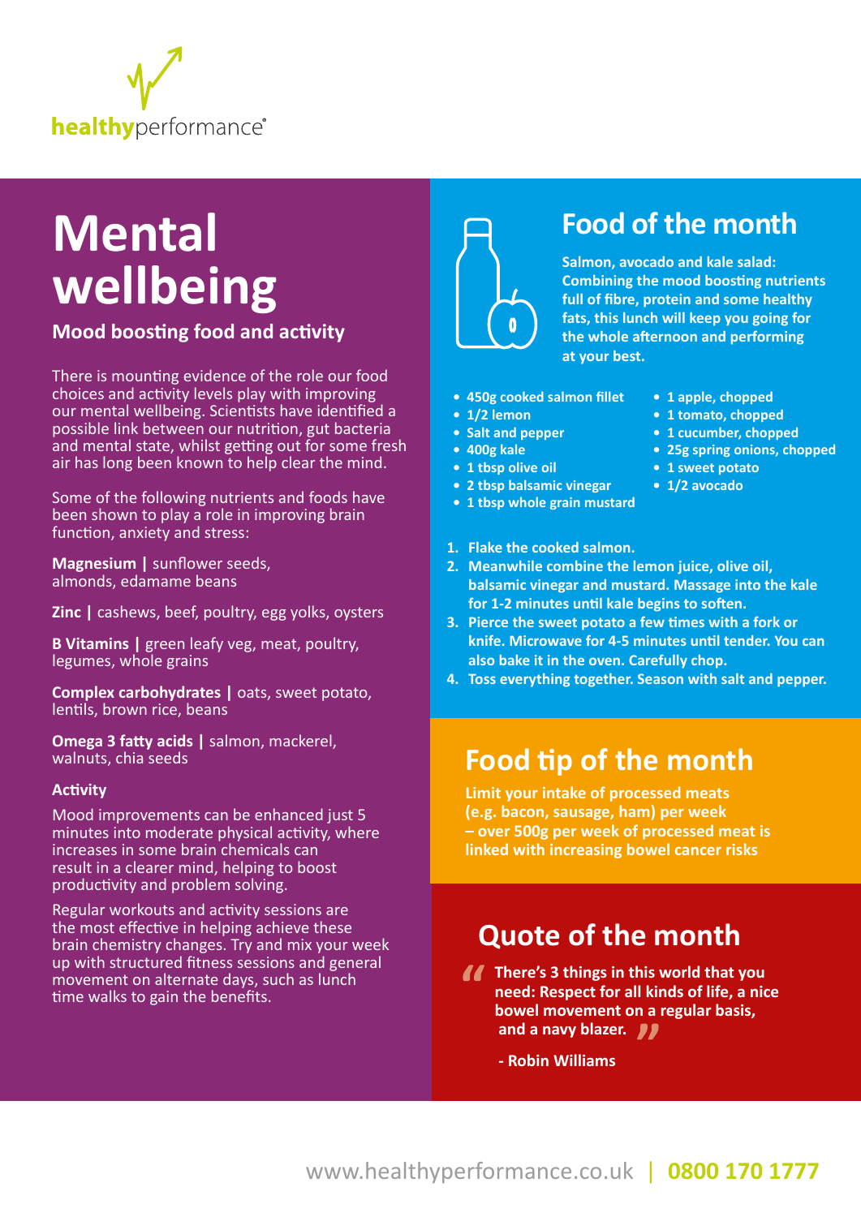healthyperformance®

# Mental wellbeing

## Mood boosting food and activity

There is mounting evidence of the role our food choices and activity levels play with improving our mental wellbeing. Scientists have identified a possible link between our nutrition, gut bacteria and mental state, whilst getting out for some fresh air has long been known to help clear the mind.

Some of the following nutrients and foods have been shown to play a role in improving brain function, anxiety and stress:

**Magnesium |** sunflower seeds, almonds, edamame beans

**Zinc |** cashews, beef, poultry, egg yolks, oysters

**B Vitamins |** green leafy veg, meat, poultry, legumes, whole grains

**Complex carbohydrates |** oats, sweet potato, lentils, brown rice, beans

**Omega 3 fatty acids |** salmon, mackerel, walnuts, chia seeds

### Activity

Mood improvements can be enhanced just 5 minutes into moderate physical activity, where increases in some brain chemicals can result in a clearer mind, helping to boost productivity and problem solving.

Regular workouts and activity sessions are the most effective in helping achieve these brain chemistry changes. Try and mix your week up with structured fitness sessions and general movement on alternate days, such as lunch time walks to gain the benefits.

## Food of the month

**Salmon, avocado and kale salad: Combining the mood boosting nutrients full of fibre, protein and some healthy fats, this lunch will keep you going for the whole afternoon and performing at your best.**

- 450g cooked salmon fillet
- 1/2 lemon
- Salt and pepper
- 400g kale
- 1 tbsp olive oil
- 2 tbsp balsamic vinegar
- 1 tbsp whole grain mustard
- 1 apple, chopped
- 1 tomato, chopped
- 1 cucumber, chopped
- 25g spring onions, chopped
- 1 sweet potato
- 1/2 avocado

1. Flake the cooked salmon.
2. Meanwhile combine the lemon juice, olive oil, balsamic vinegar and mustard. Massage into the kale for 1-2 minutes until kale begins to soften.
3. Pierce the sweet potato a few times with a fork or knife. Microwave for 4-5 minutes until tender. You can also bake it in the oven. Carefully chop.
4. Toss everything together. Season with salt and pepper.

## Food tip of the month

**Limit your intake of processed meats (e.g. bacon, sausage, ham) per week – over 500g per week of processed meat is linked with increasing bowel cancer risks**

## Quote of the month

> **"There's 3 things in this world that you need: Respect for all kinds of life, a nice bowel movement on a regular basis, and a navy blazer."**
>
> **- Robin Williams**

www.healthyperformance.co.uk | **0800 170 1777**